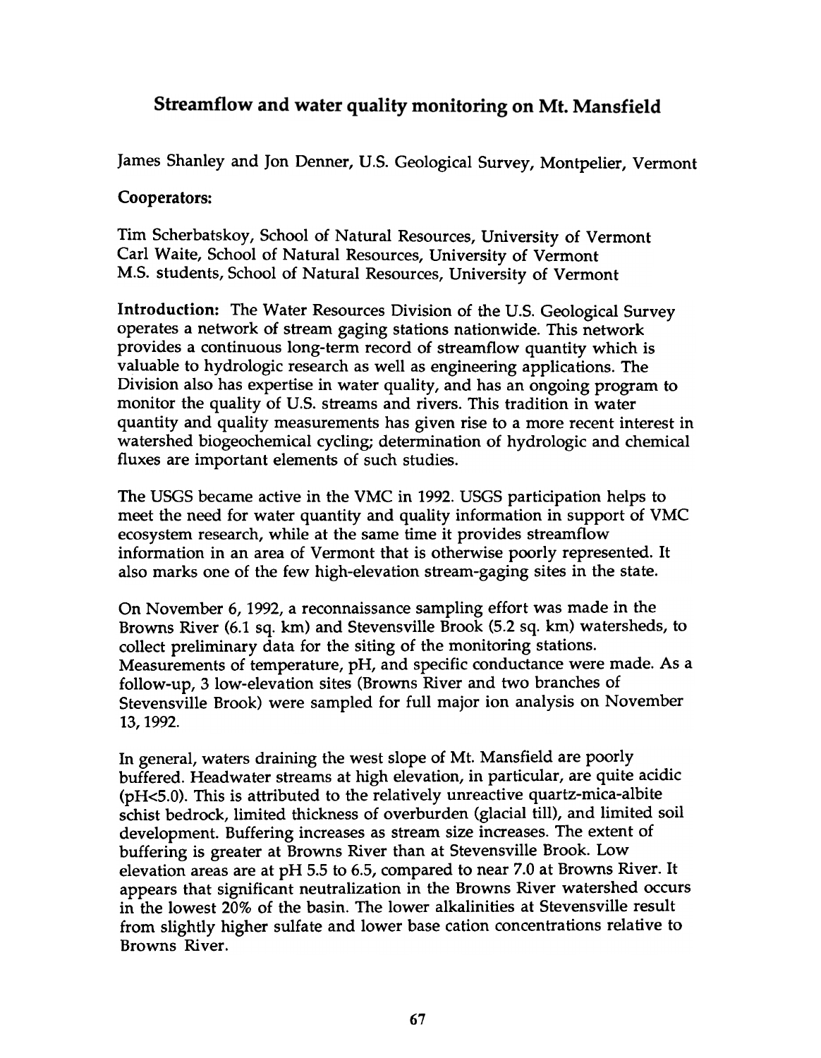# Streamflow and water quality monitoring on Mt. Mansfield

James Shanley and Jon Denner, U.S. Geological Survey, Montpelier, Vermont

**Cooperators:**

Tim Scherbatskoy, School of Natural Resources, University of Vermont
Carl Waite, School of Natural Resources, University of Vermont
M.S. students, School of Natural Resources, University of Vermont

**Introduction:** The Water Resources Division of the U.S. Geological Survey operates a network of stream gaging stations nationwide. This network provides a continuous long-term record of streamflow quantity which is valuable to hydrologic research as well as engineering applications. The Division also has expertise in water quality, and has an ongoing program to monitor the quality of U.S. streams and rivers. This tradition in water quantity and quality measurements has given rise to a more recent interest in watershed biogeochemical cycling; determination of hydrologic and chemical fluxes are important elements of such studies.

The USGS became active in the VMC in 1992. USGS participation helps to meet the need for water quantity and quality information in support of VMC ecosystem research, while at the same time it provides streamflow information in an area of Vermont that is otherwise poorly represented. It also marks one of the few high-elevation stream-gaging sites in the state.

On November 6, 1992, a reconnaissance sampling effort was made in the Browns River (6.1 sq. km) and Stevensville Brook (5.2 sq. km) watersheds, to collect preliminary data for the siting of the monitoring stations. Measurements of temperature, pH, and specific conductance were made. As a follow-up, 3 low-elevation sites (Browns River and two branches of Stevensville Brook) were sampled for full major ion analysis on November 13, 1992.

In general, waters draining the west slope of Mt. Mansfield are poorly buffered. Headwater streams at high elevation, in particular, are quite acidic (pH<5.0). This is attributed to the relatively unreactive quartz-mica-albite schist bedrock, limited thickness of overburden (glacial till), and limited soil development. Buffering increases as stream size increases. The extent of buffering is greater at Browns River than at Stevensville Brook. Low elevation areas are at pH 5.5 to 6.5, compared to near 7.0 at Browns River. It appears that significant neutralization in the Browns River watershed occurs in the lowest 20% of the basin. The lower alkalinities at Stevensville result from slightly higher sulfate and lower base cation concentrations relative to Browns River.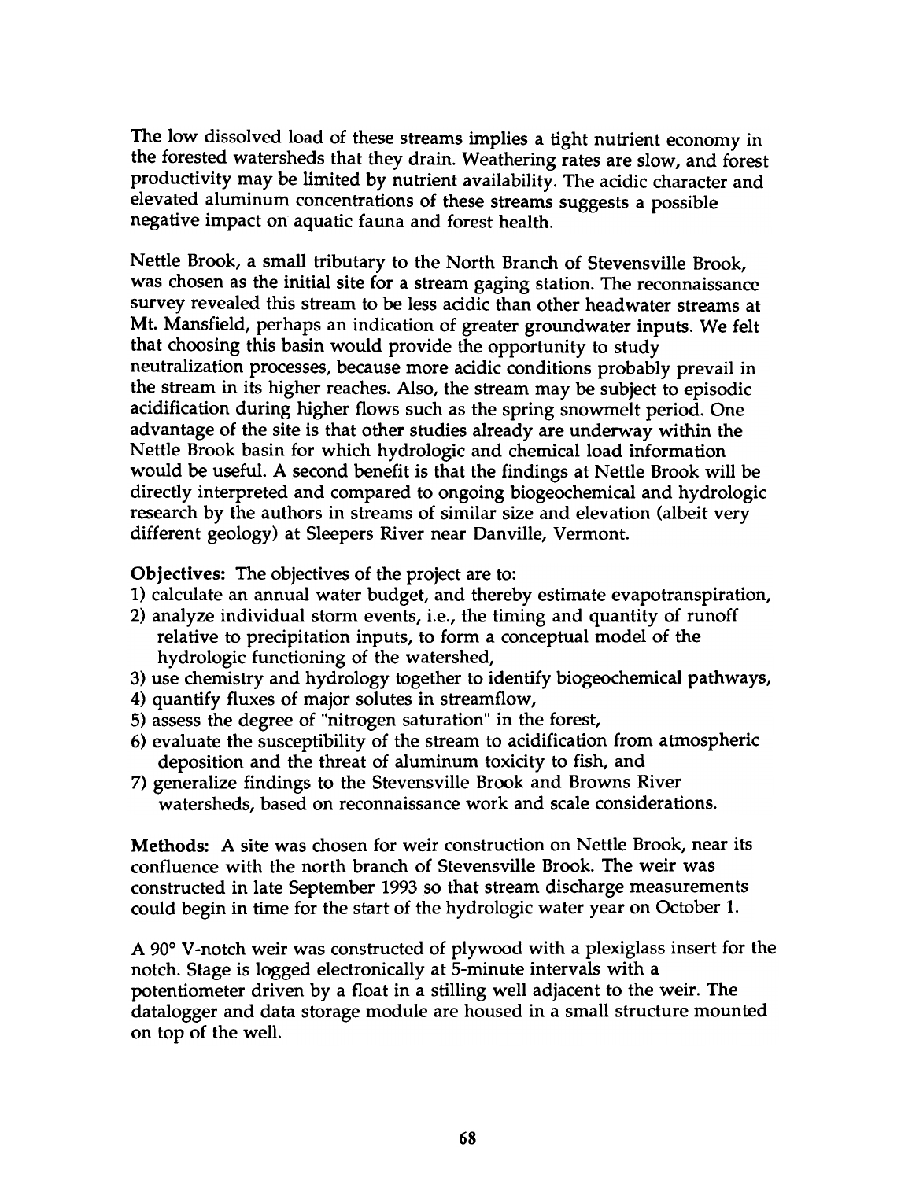The low dissolved load of these streams implies a tight nutrient economy in the forested watersheds that they drain. Weathering rates are slow, and forest productivity may be limited by nutrient availability. The acidic character and elevated aluminum concentrations of these streams suggests a possible negative impact on aquatic fauna and forest health.

Nettle Brook, a small tributary to the North Branch of Stevensville Brook, was chosen as the initial site for a stream gaging station. The reconnaissance survey revealed this stream to be less acidic than other headwater streams at Mt. Mansfield, perhaps an indication of greater groundwater inputs. We felt that choosing this basin would provide the opportunity to study neutralization processes, because more acidic conditions probably prevail in the stream in its higher reaches. Also, the stream may be subject to episodic acidification during higher flows such as the spring snowmelt period. One advantage of the site is that other studies already are underway within the Nettle Brook basin for which hydrologic and chemical load information would be useful. A second benefit is that the findings at Nettle Brook will be directly interpreted and compared to ongoing biogeochemical and hydrologic research by the authors in streams of similar size and elevation (albeit very different geology) at Sleepers River near Danville, Vermont.

**Objectives:** The objectives of the project are to:

1) calculate an annual water budget, and thereby estimate evapotranspiration,
2) analyze individual storm events, i.e., the timing and quantity of runoff relative to precipitation inputs, to form a conceptual model of the hydrologic functioning of the watershed,
3) use chemistry and hydrology together to identify biogeochemical pathways,
4) quantify fluxes of major solutes in streamflow,
5) assess the degree of "nitrogen saturation" in the forest,
6) evaluate the susceptibility of the stream to acidification from atmospheric deposition and the threat of aluminum toxicity to fish, and
7) generalize findings to the Stevensville Brook and Browns River watersheds, based on reconnaissance work and scale considerations.

**Methods:** A site was chosen for weir construction on Nettle Brook, near its confluence with the north branch of Stevensville Brook. The weir was constructed in late September 1993 so that stream discharge measurements could begin in time for the start of the hydrologic water year on October 1.

A 90° V-notch weir was constructed of plywood with a plexiglass insert for the notch. Stage is logged electronically at 5-minute intervals with a potentiometer driven by a float in a stilling well adjacent to the weir. The datalogger and data storage module are housed in a small structure mounted on top of the well.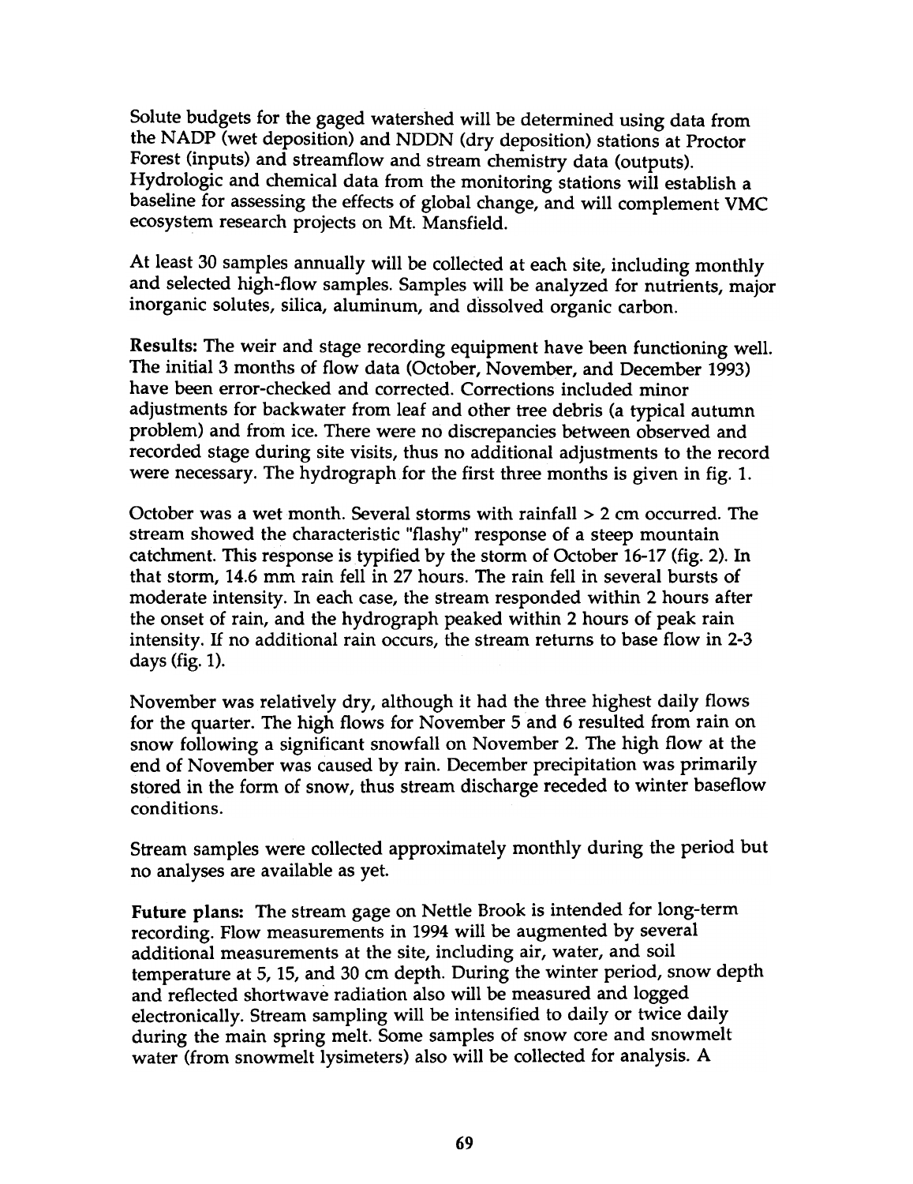Solute budgets for the gaged watershed will be determined using data from the NADP (wet deposition) and NDDN (dry deposition) stations at Proctor Forest (inputs) and streamflow and stream chemistry data (outputs). Hydrologic and chemical data from the monitoring stations will establish a baseline for assessing the effects of global change, and will complement VMC ecosystem research projects on Mt. Mansfield.

At least 30 samples annually will be collected at each site, including monthly and selected high-flow samples. Samples will be analyzed for nutrients, major inorganic solutes, silica, aluminum, and dissolved organic carbon.

**Results:** The weir and stage recording equipment have been functioning well. The initial 3 months of flow data (October, November, and December 1993) have been error-checked and corrected. Corrections included minor adjustments for backwater from leaf and other tree debris (a typical autumn problem) and from ice. There were no discrepancies between observed and recorded stage during site visits, thus no additional adjustments to the record were necessary. The hydrograph for the first three months is given in fig. 1.

October was a wet month. Several storms with rainfall > 2 cm occurred. The stream showed the characteristic "flashy" response of a steep mountain catchment. This response is typified by the storm of October 16-17 (fig. 2). In that storm, 14.6 mm rain fell in 27 hours. The rain fell in several bursts of moderate intensity. In each case, the stream responded within 2 hours after the onset of rain, and the hydrograph peaked within 2 hours of peak rain intensity. If no additional rain occurs, the stream returns to base flow in 2-3 days (fig. 1).

November was relatively dry, although it had the three highest daily flows for the quarter. The high flows for November 5 and 6 resulted from rain on snow following a significant snowfall on November 2. The high flow at the end of November was caused by rain. December precipitation was primarily stored in the form of snow, thus stream discharge receded to winter baseflow conditions.

Stream samples were collected approximately monthly during the period but no analyses are available as yet.

**Future plans:** The stream gage on Nettle Brook is intended for long-term recording. Flow measurements in 1994 will be augmented by several additional measurements at the site, including air, water, and soil temperature at 5, 15, and 30 cm depth. During the winter period, snow depth and reflected shortwave radiation also will be measured and logged electronically. Stream sampling will be intensified to daily or twice daily during the main spring melt. Some samples of snow core and snowmelt water (from snowmelt lysimeters) also will be collected for analysis. A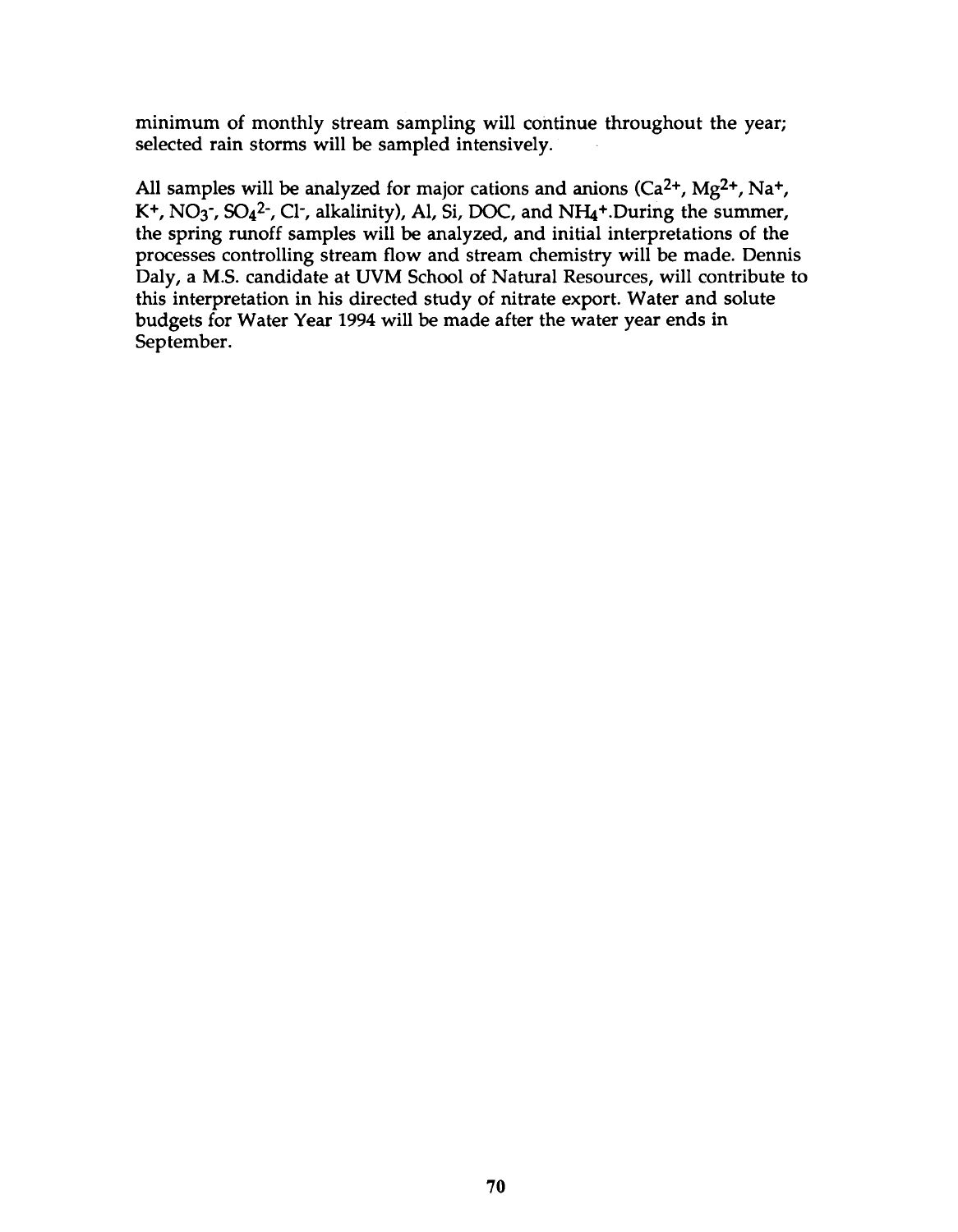minimum of monthly stream sampling will continue throughout the year; selected rain storms will be sampled intensively.

All samples will be analyzed for major cations and anions ($Ca^{2+}$, $Mg^{2+}$, $Na^{+}$, $K^{+}$, $NO_3^{-}$, $SO_4^{2-}$, $Cl^{-}$, alkalinity), Al, Si, DOC, and $NH_4^{+}$.During the summer, the spring runoff samples will be analyzed, and initial interpretations of the processes controlling stream flow and stream chemistry will be made. Dennis Daly, a M.S. candidate at UVM School of Natural Resources, will contribute to this interpretation in his directed study of nitrate export. Water and solute budgets for Water Year 1994 will be made after the water year ends in September.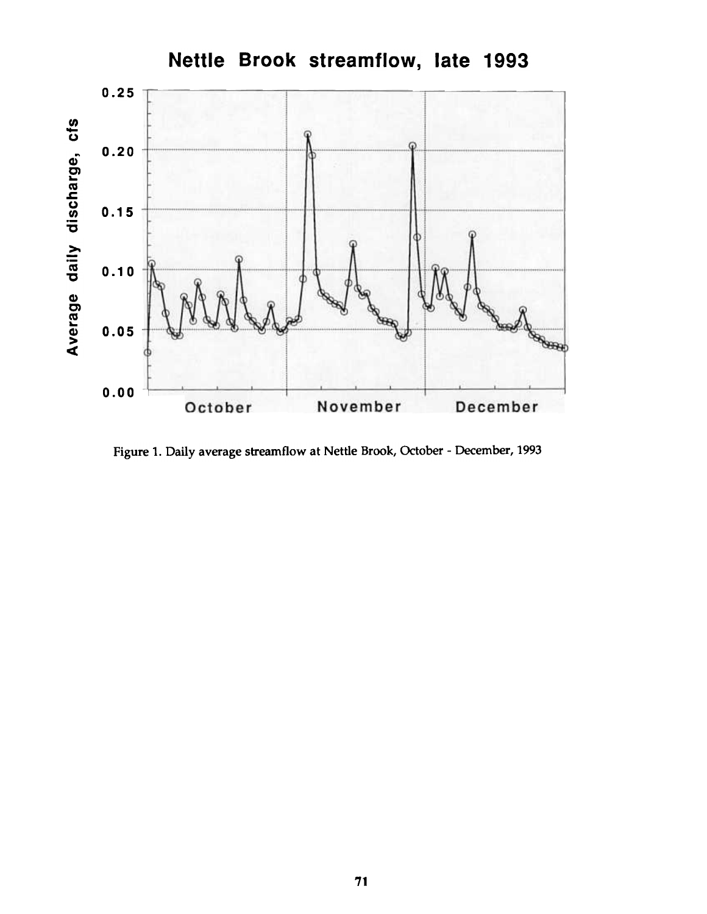## Nettle Brook streamflow, late 1993

Figure 1. Daily average streamflow at Nettle Brook, October - December, 1993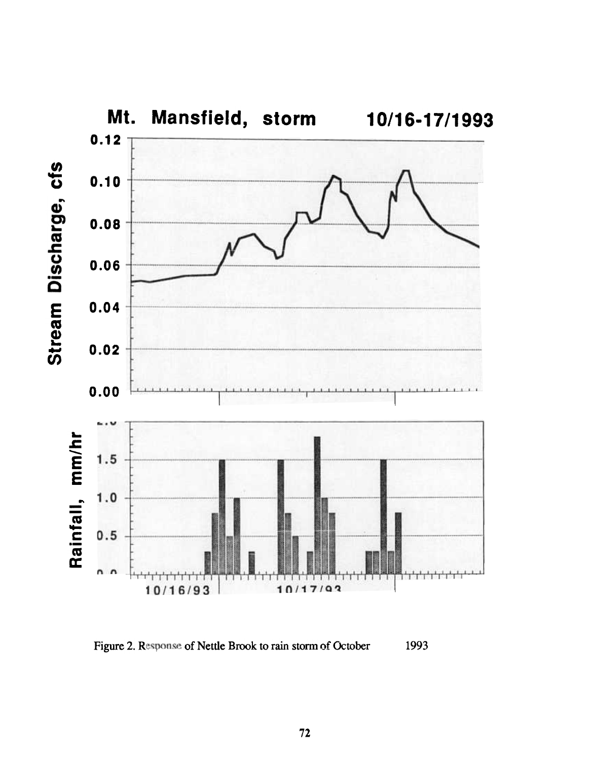Mt. Mansfield, storm 10/16-17/1993

Stream Discharge, cfs

0.12
0.10
0.08
0.06
0.04
0.02
0.00

Rainfall, mm/hr

2.0
1.5
1.0
0.5
0.0

10/16/93
10/17/93

Figure 2. Response of Nettle Brook to rain storm of October 1993